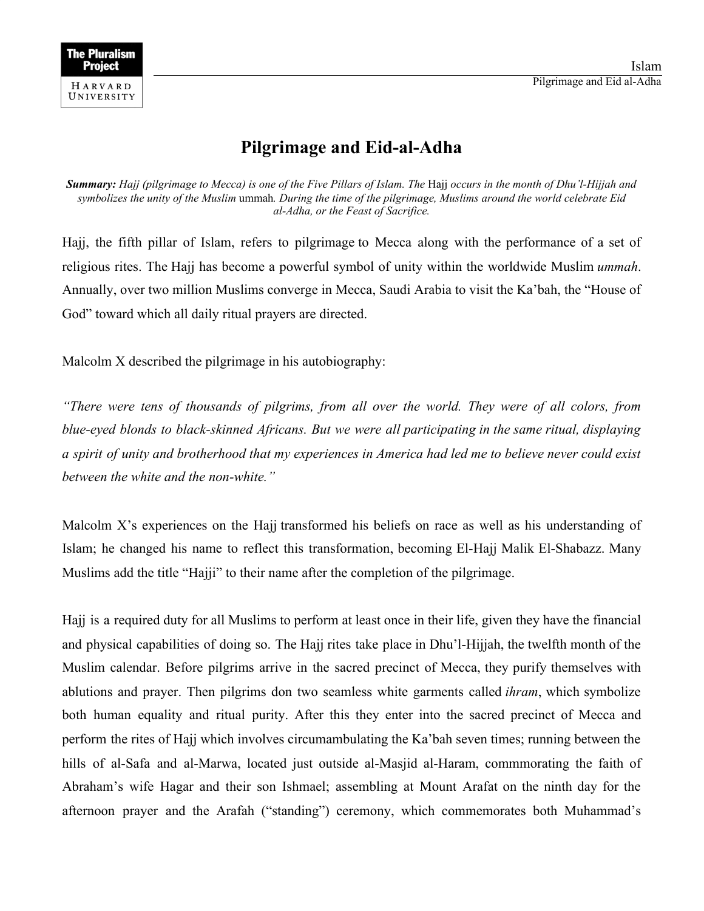# Pilgrimage and Eid-al-Adha

***Summary:*** *Hajj (pilgrimage to Mecca) is one of the Five Pillars of Islam. The* Hajj *occurs in the month of Dhu'l-Hijjah and symbolizes the unity of the Muslim* ummah*. During the time of the pilgrimage, Muslims around the world celebrate Eid al-Adha, or the Feast of Sacrifice.*

Hajj, the fifth pillar of Islam, refers to pilgrimage to Mecca along with the performance of a set of religious rites. The Hajj has become a powerful symbol of unity within the worldwide Muslim *ummah*. Annually, over two million Muslims converge in Mecca, Saudi Arabia to visit the Ka'bah, the "House of God" toward which all daily ritual prayers are directed.

Malcolm X described the pilgrimage in his autobiography:

*"There were tens of thousands of pilgrims, from all over the world. They were of all colors, from blue-eyed blonds to black-skinned Africans. But we were all participating in the same ritual, displaying a spirit of unity and brotherhood that my experiences in America had led me to believe never could exist between the white and the non-white."*

Malcolm X's experiences on the Hajj transformed his beliefs on race as well as his understanding of Islam; he changed his name to reflect this transformation, becoming El-Hajj Malik El-Shabazz. Many Muslims add the title "Hajji" to their name after the completion of the pilgrimage.

Hajj is a required duty for all Muslims to perform at least once in their life, given they have the financial and physical capabilities of doing so. The Hajj rites take place in Dhu'l-Hijjah, the twelfth month of the Muslim calendar. Before pilgrims arrive in the sacred precinct of Mecca, they purify themselves with ablutions and prayer. Then pilgrims don two seamless white garments called *ihram*, which symbolize both human equality and ritual purity. After this they enter into the sacred precinct of Mecca and perform the rites of Hajj which involves circumambulating the Ka'bah seven times; running between the hills of al-Safa and al-Marwa, located just outside al-Masjid al-Haram, commmorating the faith of Abraham's wife Hagar and their son Ishmael; assembling at Mount Arafat on the ninth day for the afternoon prayer and the Arafah ("standing") ceremony, which commemorates both Muhammad's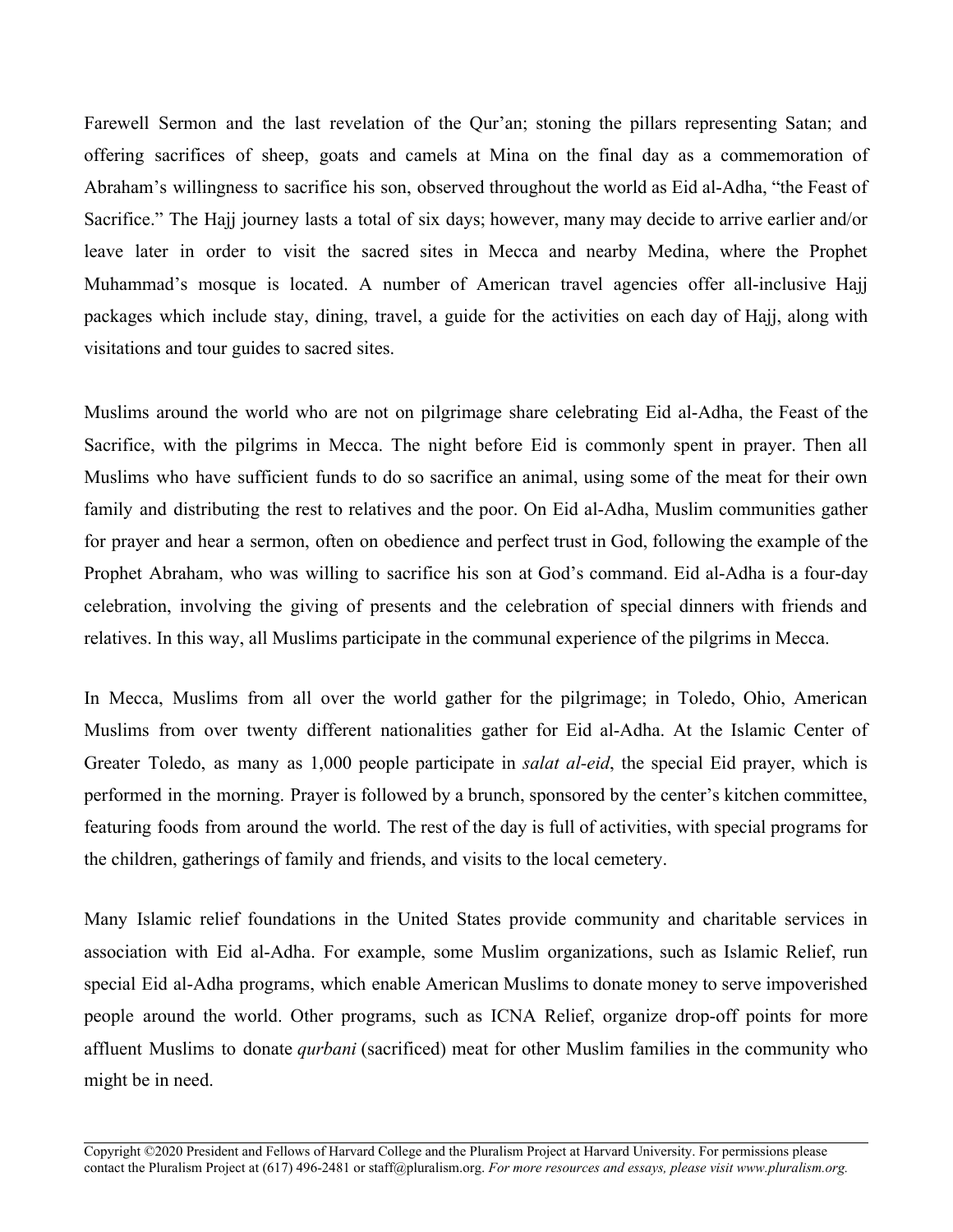Farewell Sermon and the last revelation of the Qur'an; stoning the pillars representing Satan; and offering sacrifices of sheep, goats and camels at Mina on the final day as a commemoration of Abraham's willingness to sacrifice his son, observed throughout the world as Eid al-Adha, "the Feast of Sacrifice." The Hajj journey lasts a total of six days; however, many may decide to arrive earlier and/or leave later in order to visit the sacred sites in Mecca and nearby Medina, where the Prophet Muhammad's mosque is located. A number of American travel agencies offer all-inclusive Hajj packages which include stay, dining, travel, a guide for the activities on each day of Hajj, along with visitations and tour guides to sacred sites.

Muslims around the world who are not on pilgrimage share celebrating Eid al-Adha, the Feast of the Sacrifice, with the pilgrims in Mecca. The night before Eid is commonly spent in prayer. Then all Muslims who have sufficient funds to do so sacrifice an animal, using some of the meat for their own family and distributing the rest to relatives and the poor. On Eid al-Adha, Muslim communities gather for prayer and hear a sermon, often on obedience and perfect trust in God, following the example of the Prophet Abraham, who was willing to sacrifice his son at God's command. Eid al-Adha is a four-day celebration, involving the giving of presents and the celebration of special dinners with friends and relatives. In this way, all Muslims participate in the communal experience of the pilgrims in Mecca.

In Mecca, Muslims from all over the world gather for the pilgrimage; in Toledo, Ohio, American Muslims from over twenty different nationalities gather for Eid al-Adha. At the Islamic Center of Greater Toledo, as many as 1,000 people participate in *salat al-eid*, the special Eid prayer, which is performed in the morning. Prayer is followed by a brunch, sponsored by the center's kitchen committee, featuring foods from around the world. The rest of the day is full of activities, with special programs for the children, gatherings of family and friends, and visits to the local cemetery.

Many Islamic relief foundations in the United States provide community and charitable services in association with Eid al-Adha. For example, some Muslim organizations, such as Islamic Relief, run special Eid al-Adha programs, which enable American Muslims to donate money to serve impoverished people around the world. Other programs, such as ICNA Relief, organize drop-off points for more affluent Muslims to donate *qurbani* (sacrificed) meat for other Muslim families in the community who might be in need.

Copyright ©2020 President and Fellows of Harvard College and the Pluralism Project at Harvard University. For permissions please contact the Pluralism Project at (617) 496-2481 or staff@pluralism.org. *For more resources and essays, please visit www.pluralism.org.*